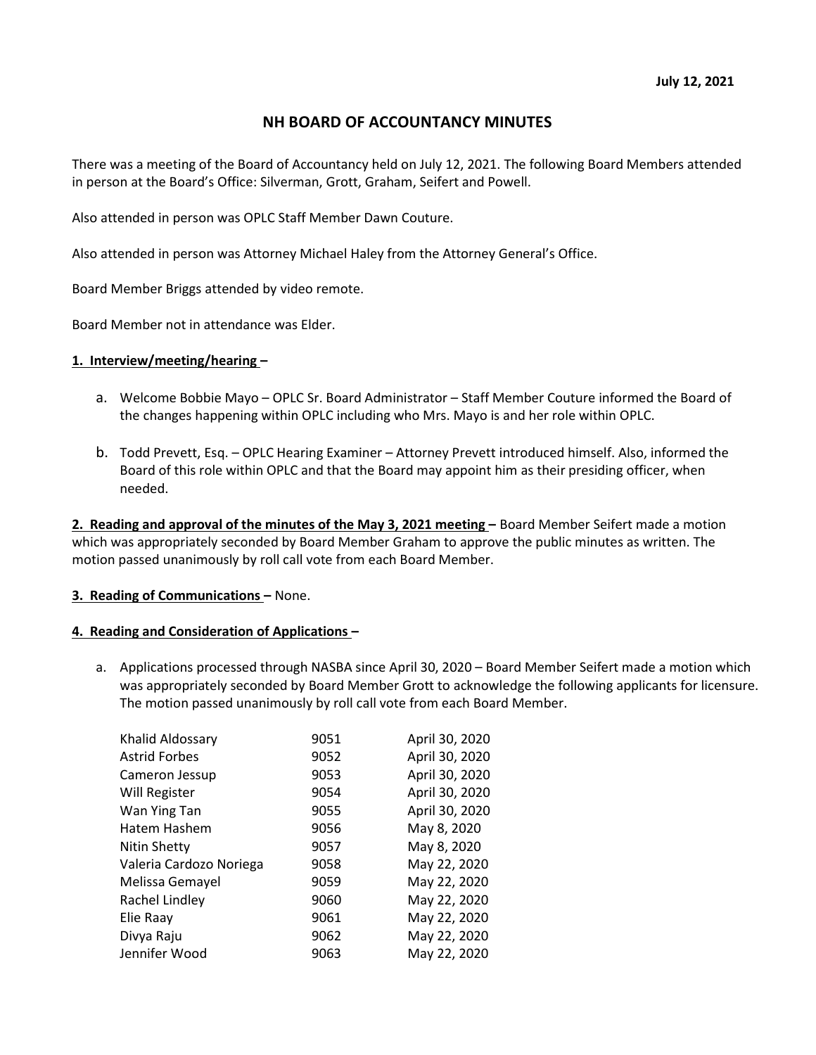July 12, 2021

# NH BOARD OF ACCOUNTANCY MINUTES

There was a meeting of the Board of Accountancy held on July 12, 2021. The following Board Members attended in person at the Board's Office: Silverman, Grott, Graham, Seifert and Powell.

Also attended in person was OPLC Staff Member Dawn Couture.

Also attended in person was Attorney Michael Haley from the Attorney General's Office.

Board Member Briggs attended by video remote.

Board Member not in attendance was Elder.

**1. Interview/meeting/hearing –**

a. Welcome Bobbie Mayo – OPLC Sr. Board Administrator – Staff Member Couture informed the Board of the changes happening within OPLC including who Mrs. Mayo is and her role within OPLC.

b. Todd Prevett, Esq. – OPLC Hearing Examiner – Attorney Prevett introduced himself. Also, informed the Board of this role within OPLC and that the Board may appoint him as their presiding officer, when needed.

**2. Reading and approval of the minutes of the May 3, 2021 meeting –** Board Member Seifert made a motion which was appropriately seconded by Board Member Graham to approve the public minutes as written. The motion passed unanimously by roll call vote from each Board Member.

**3. Reading of Communications –** None.

**4. Reading and Consideration of Applications –**

a. Applications processed through NASBA since April 30, 2020 – Board Member Seifert made a motion which was appropriately seconded by Board Member Grott to acknowledge the following applicants for licensure. The motion passed unanimously by roll call vote from each Board Member.

| | | |
|---|---|---|
| Khalid Aldossary | 9051 | April 30, 2020 |
| Astrid Forbes | 9052 | April 30, 2020 |
| Cameron Jessup | 9053 | April 30, 2020 |
| Will Register | 9054 | April 30, 2020 |
| Wan Ying Tan | 9055 | April 30, 2020 |
| Hatem Hashem | 9056 | May 8, 2020 |
| Nitin Shetty | 9057 | May 8, 2020 |
| Valeria Cardozo Noriega | 9058 | May 22, 2020 |
| Melissa Gemayel | 9059 | May 22, 2020 |
| Rachel Lindley | 9060 | May 22, 2020 |
| Elie Raay | 9061 | May 22, 2020 |
| Divya Raju | 9062 | May 22, 2020 |
| Jennifer Wood | 9063 | May 22, 2020 |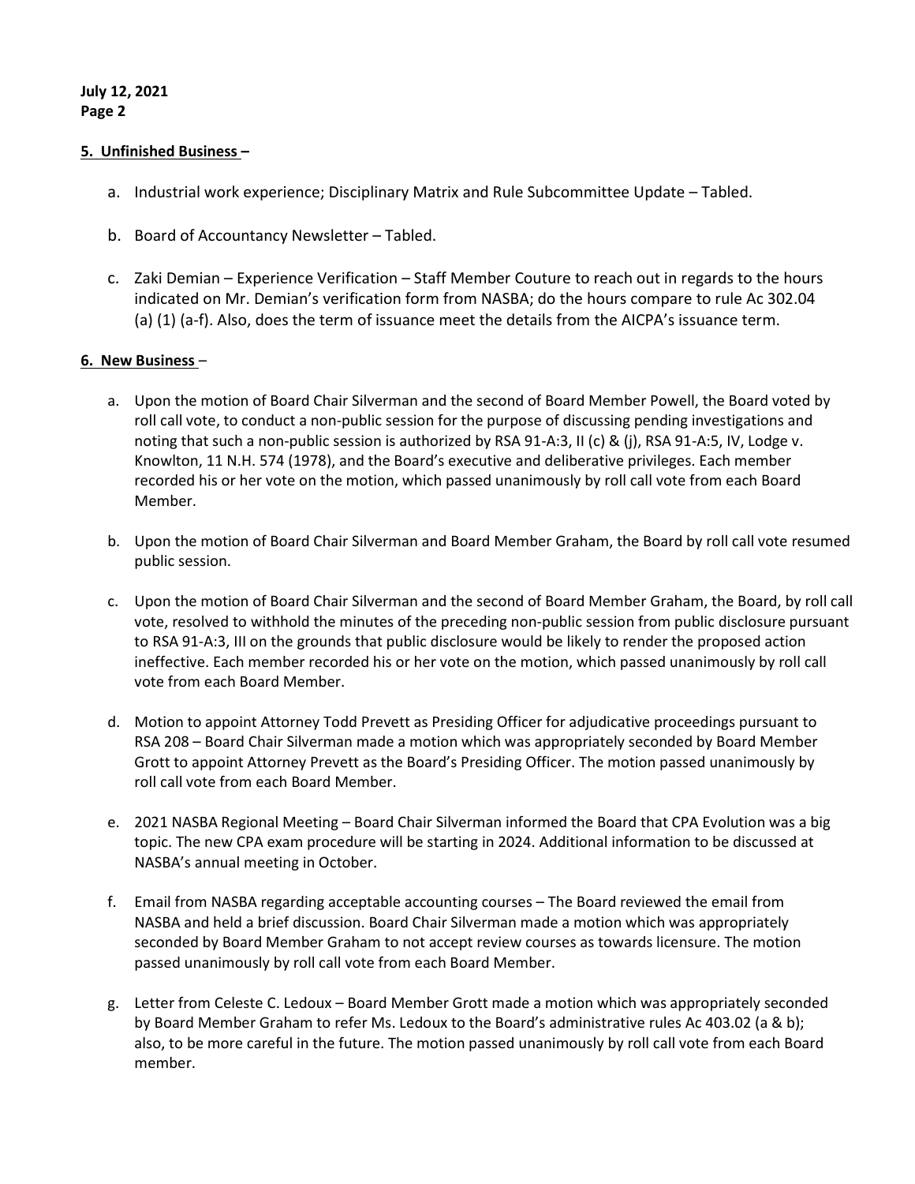**5. Unfinished Business –**

a. Industrial work experience; Disciplinary Matrix and Rule Subcommittee Update – Tabled.

b. Board of Accountancy Newsletter – Tabled.

c. Zaki Demian – Experience Verification – Staff Member Couture to reach out in regards to the hours indicated on Mr. Demian's verification form from NASBA; do the hours compare to rule Ac 302.04 (a) (1) (a-f). Also, does the term of issuance meet the details from the AICPA's issuance term.

**6. New Business –**

a. Upon the motion of Board Chair Silverman and the second of Board Member Powell, the Board voted by roll call vote, to conduct a non-public session for the purpose of discussing pending investigations and noting that such a non-public session is authorized by RSA 91-A:3, II (c) & (j), RSA 91-A:5, IV, Lodge v. Knowlton, 11 N.H. 574 (1978), and the Board's executive and deliberative privileges. Each member recorded his or her vote on the motion, which passed unanimously by roll call vote from each Board Member.

b. Upon the motion of Board Chair Silverman and Board Member Graham, the Board by roll call vote resumed public session.

c. Upon the motion of Board Chair Silverman and the second of Board Member Graham, the Board, by roll call vote, resolved to withhold the minutes of the preceding non-public session from public disclosure pursuant to RSA 91-A:3, III on the grounds that public disclosure would be likely to render the proposed action ineffective. Each member recorded his or her vote on the motion, which passed unanimously by roll call vote from each Board Member.

d. Motion to appoint Attorney Todd Prevett as Presiding Officer for adjudicative proceedings pursuant to RSA 208 – Board Chair Silverman made a motion which was appropriately seconded by Board Member Grott to appoint Attorney Prevett as the Board's Presiding Officer. The motion passed unanimously by roll call vote from each Board Member.

e. 2021 NASBA Regional Meeting – Board Chair Silverman informed the Board that CPA Evolution was a big topic. The new CPA exam procedure will be starting in 2024. Additional information to be discussed at NASBA's annual meeting in October.

f. Email from NASBA regarding acceptable accounting courses – The Board reviewed the email from NASBA and held a brief discussion. Board Chair Silverman made a motion which was appropriately seconded by Board Member Graham to not accept review courses as towards licensure. The motion passed unanimously by roll call vote from each Board Member.

g. Letter from Celeste C. Ledoux – Board Member Grott made a motion which was appropriately seconded by Board Member Graham to refer Ms. Ledoux to the Board's administrative rules Ac 403.02 (a & b); also, to be more careful in the future. The motion passed unanimously by roll call vote from each Board member.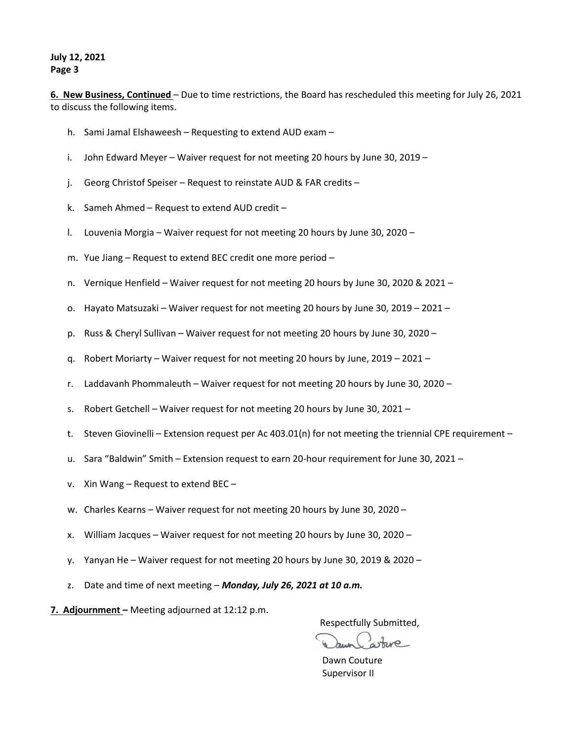**6. New Business, Continued** – Due to time restrictions, the Board has rescheduled this meeting for July 26, 2021 to discuss the following items.

h. Sami Jamal Elshaweesh – Requesting to extend AUD exam –

i. John Edward Meyer – Waiver request for not meeting 20 hours by June 30, 2019 –

j. Georg Christof Speiser – Request to reinstate AUD & FAR credits –

k. Sameh Ahmed – Request to extend AUD credit –

l. Louvenia Morgia – Waiver request for not meeting 20 hours by June 30, 2020 –

m. Yue Jiang – Request to extend BEC credit one more period –

n. Vernique Henfield – Waiver request for not meeting 20 hours by June 30, 2020 & 2021 –

o. Hayato Matsuzaki – Waiver request for not meeting 20 hours by June 30, 2019 – 2021 –

p. Russ & Cheryl Sullivan – Waiver request for not meeting 20 hours by June 30, 2020 –

q. Robert Moriarty – Waiver request for not meeting 20 hours by June, 2019 – 2021 –

r. Laddavanh Phommaleuth – Waiver request for not meeting 20 hours by June 30, 2020 –

s. Robert Getchell – Waiver request for not meeting 20 hours by June 30, 2021 –

t. Steven Giovinelli – Extension request per Ac 403.01(n) for not meeting the triennial CPE requirement –

u. Sara "Baldwin" Smith – Extension request to earn 20-hour requirement for June 30, 2021 –

v. Xin Wang – Request to extend BEC –

w. Charles Kearns – Waiver request for not meeting 20 hours by June 30, 2020 –

x. William Jacques – Waiver request for not meeting 20 hours by June 30, 2020 –

y. Yanyan He – Waiver request for not meeting 20 hours by June 30, 2019 & 2020 –

z. Date and time of next meeting – ***Monday, July 26, 2021 at 10 a.m.***

**7. Adjournment –** Meeting adjourned at 12:12 p.m.

Respectfully Submitted,

Dawn Couture
Supervisor II